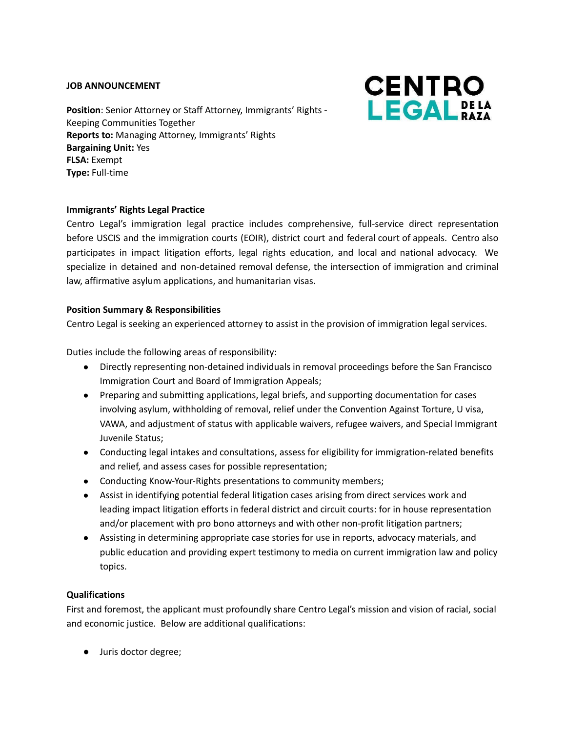**JOB ANNOUNCEMENT**

CENTRO LEGAL DE LA RAZA

**Position**: Senior Attorney or Staff Attorney, Immigrants' Rights - Keeping Communities Together
**Reports to:** Managing Attorney, Immigrants' Rights
**Bargaining Unit:** Yes
**FLSA:** Exempt
**Type:** Full-time

**Immigrants' Rights Legal Practice**

Centro Legal's immigration legal practice includes comprehensive, full-service direct representation before USCIS and the immigration courts (EOIR), district court and federal court of appeals. Centro also participates in impact litigation efforts, legal rights education, and local and national advocacy. We specialize in detained and non-detained removal defense, the intersection of immigration and criminal law, affirmative asylum applications, and humanitarian visas.

**Position Summary & Responsibilities**

Centro Legal is seeking an experienced attorney to assist in the provision of immigration legal services.

Duties include the following areas of responsibility:

- Directly representing non-detained individuals in removal proceedings before the San Francisco Immigration Court and Board of Immigration Appeals;
- Preparing and submitting applications, legal briefs, and supporting documentation for cases involving asylum, withholding of removal, relief under the Convention Against Torture, U visa, VAWA, and adjustment of status with applicable waivers, refugee waivers, and Special Immigrant Juvenile Status;
- Conducting legal intakes and consultations, assess for eligibility for immigration-related benefits and relief, and assess cases for possible representation;
- Conducting Know-Your-Rights presentations to community members;
- Assist in identifying potential federal litigation cases arising from direct services work and leading impact litigation efforts in federal district and circuit courts: for in house representation and/or placement with pro bono attorneys and with other non-profit litigation partners;
- Assisting in determining appropriate case stories for use in reports, advocacy materials, and public education and providing expert testimony to media on current immigration law and policy topics.

**Qualifications**

First and foremost, the applicant must profoundly share Centro Legal's mission and vision of racial, social and economic justice. Below are additional qualifications:

- Juris doctor degree;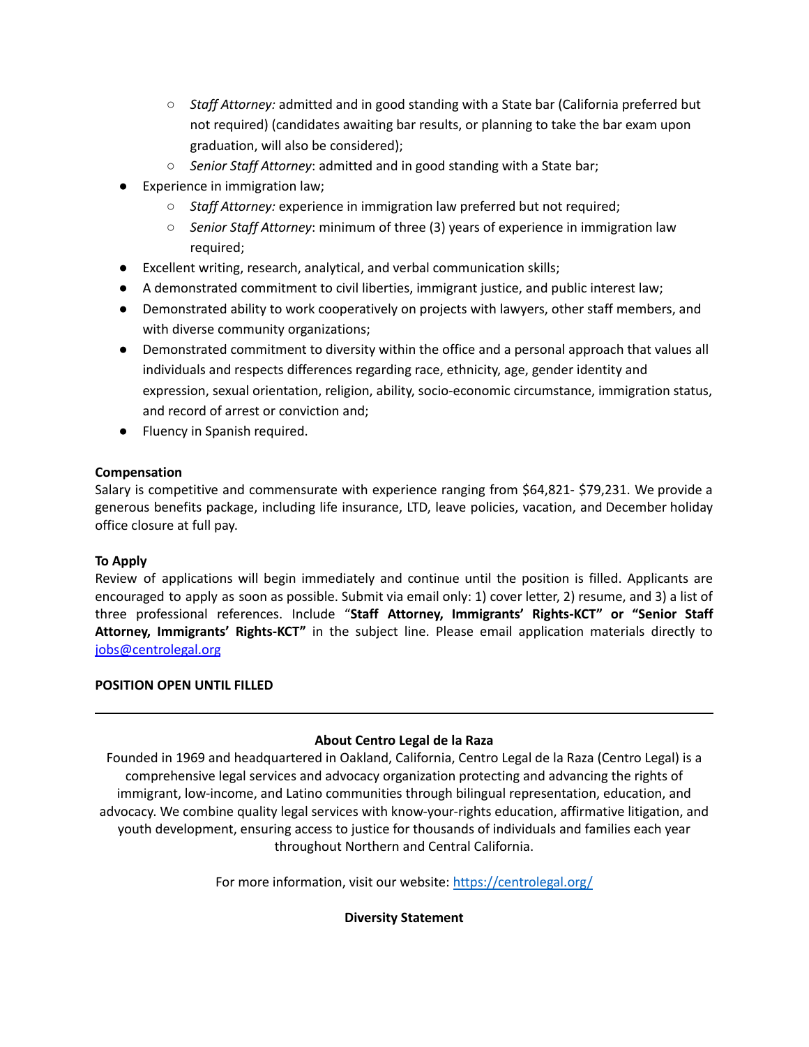- *Staff Attorney:* admitted and in good standing with a State bar (California preferred but not required) (candidates awaiting bar results, or planning to take the bar exam upon graduation, will also be considered);
    - *Senior Staff Attorney*: admitted and in good standing with a State bar;
- Experience in immigration law;
    - *Staff Attorney:* experience in immigration law preferred but not required;
    - *Senior Staff Attorney*: minimum of three (3) years of experience in immigration law required;
- Excellent writing, research, analytical, and verbal communication skills;
- A demonstrated commitment to civil liberties, immigrant justice, and public interest law;
- Demonstrated ability to work cooperatively on projects with lawyers, other staff members, and with diverse community organizations;
- Demonstrated commitment to diversity within the office and a personal approach that values all individuals and respects differences regarding race, ethnicity, age, gender identity and expression, sexual orientation, religion, ability, socio-economic circumstance, immigration status, and record of arrest or conviction and;
- Fluency in Spanish required.

**Compensation**

Salary is competitive and commensurate with experience ranging from $64,821- $79,231. We provide a generous benefits package, including life insurance, LTD, leave policies, vacation, and December holiday office closure at full pay.

**To Apply**

Review of applications will begin immediately and continue until the position is filled. Applicants are encouraged to apply as soon as possible. Submit via email only: 1) cover letter, 2) resume, and 3) a list of three professional references. Include "**Staff Attorney, Immigrants' Rights-KCT" or "Senior Staff Attorney, Immigrants' Rights-KCT"** in the subject line. Please email application materials directly to [jobs@centrolegal.org](mailto:jobs@centrolegal.org)

**POSITION OPEN UNTIL FILLED**

---

**About Centro Legal de la Raza**

Founded in 1969 and headquartered in Oakland, California, Centro Legal de la Raza (Centro Legal) is a comprehensive legal services and advocacy organization protecting and advancing the rights of immigrant, low-income, and Latino communities through bilingual representation, education, and advocacy. We combine quality legal services with know-your-rights education, affirmative litigation, and youth development, ensuring access to justice for thousands of individuals and families each year throughout Northern and Central California.

For more information, visit our website: [https://centrolegal.org/](https://centrolegal.org/)

**Diversity Statement**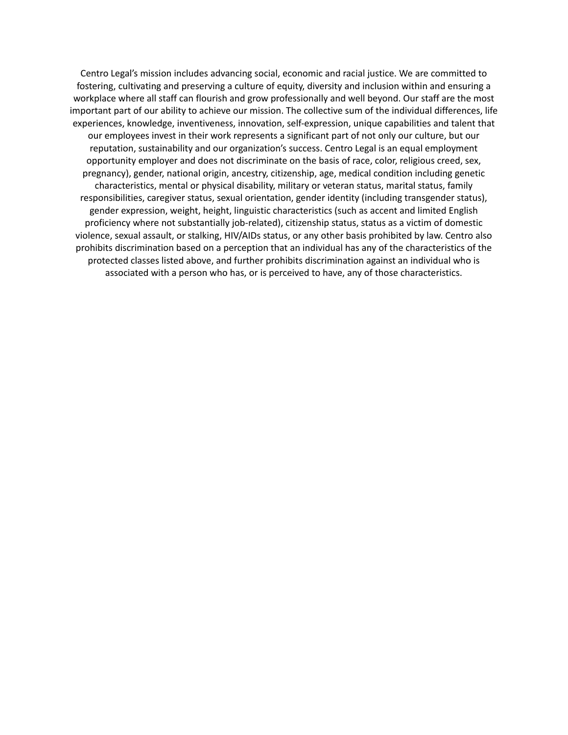Centro Legal's mission includes advancing social, economic and racial justice. We are committed to fostering, cultivating and preserving a culture of equity, diversity and inclusion within and ensuring a workplace where all staff can flourish and grow professionally and well beyond. Our staff are the most important part of our ability to achieve our mission. The collective sum of the individual differences, life experiences, knowledge, inventiveness, innovation, self-expression, unique capabilities and talent that our employees invest in their work represents a significant part of not only our culture, but our reputation, sustainability and our organization's success. Centro Legal is an equal employment opportunity employer and does not discriminate on the basis of race, color, religious creed, sex, pregnancy), gender, national origin, ancestry, citizenship, age, medical condition including genetic characteristics, mental or physical disability, military or veteran status, marital status, family responsibilities, caregiver status, sexual orientation, gender identity (including transgender status), gender expression, weight, height, linguistic characteristics (such as accent and limited English proficiency where not substantially job-related), citizenship status, status as a victim of domestic violence, sexual assault, or stalking, HIV/AIDs status, or any other basis prohibited by law. Centro also prohibits discrimination based on a perception that an individual has any of the characteristics of the protected classes listed above, and further prohibits discrimination against an individual who is associated with a person who has, or is perceived to have, any of those characteristics.